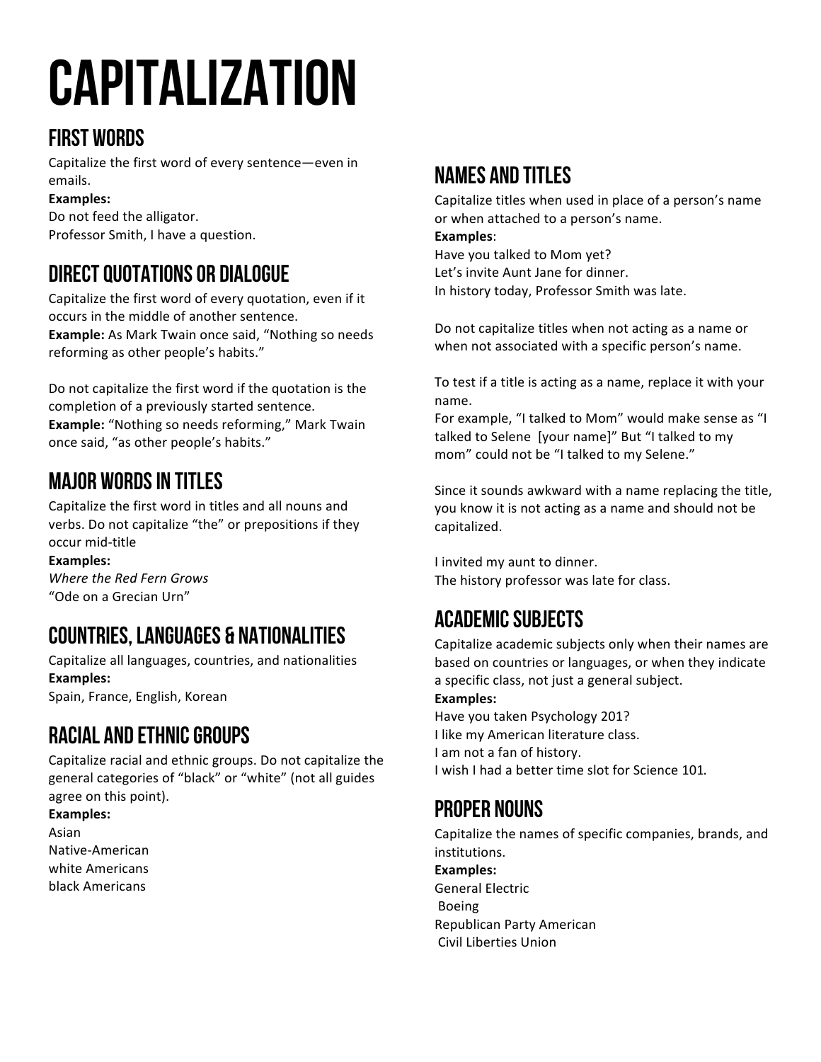# CAPITALIZATION

## FIRST WORDS

Capitalize the first word of every sentence—even in emails.

**Examples:**

Do not feed the alligator.
Professor Smith, I have a question.

## DIRECT QUOTATIONS OR DIALOGUE

Capitalize the first word of every quotation, even if it occurs in the middle of another sentence.

**Example:** As Mark Twain once said, "Nothing so needs reforming as other people's habits."

Do not capitalize the first word if the quotation is the completion of a previously started sentence.

**Example:** "Nothing so needs reforming," Mark Twain once said, "as other people's habits."

## MAJOR WORDS IN TITLES

Capitalize the first word in titles and all nouns and verbs. Do not capitalize "the" or prepositions if they occur mid-title

**Examples:**

*Where the Red Fern Grows*
"Ode on a Grecian Urn"

## COUNTRIES, LANGUAGES & NATIONALITIES

Capitalize all languages, countries, and nationalities

**Examples:**

Spain, France, English, Korean

## RACIAL AND ETHNIC GROUPS

Capitalize racial and ethnic groups. Do not capitalize the general categories of "black" or "white" (not all guides agree on this point).

**Examples:**

Asian
Native-American
white Americans
black Americans

## NAMES AND TITLES

Capitalize titles when used in place of a person's name or when attached to a person's name.

**Examples**:

Have you talked to Mom yet?
Let's invite Aunt Jane for dinner.
In history today, Professor Smith was late.

Do not capitalize titles when not acting as a name or when not associated with a specific person's name.

To test if a title is acting as a name, replace it with your name.
For example, "I talked to Mom" would make sense as "I talked to Selene [your name]" But "I talked to my mom" could not be "I talked to my Selene."

Since it sounds awkward with a name replacing the title, you know it is not acting as a name and should not be capitalized.

I invited my aunt to dinner.
The history professor was late for class.

## ACADEMIC SUBJECTS

Capitalize academic subjects only when their names are based on countries or languages, or when they indicate a specific class, not just a general subject.

**Examples:**

Have you taken Psychology 201?
I like my American literature class.
I am not a fan of history.
I wish I had a better time slot for Science 101.

## PROPER NOUNS

Capitalize the names of specific companies, brands, and institutions.

**Examples:**

General Electric
Boeing
Republican Party American
Civil Liberties Union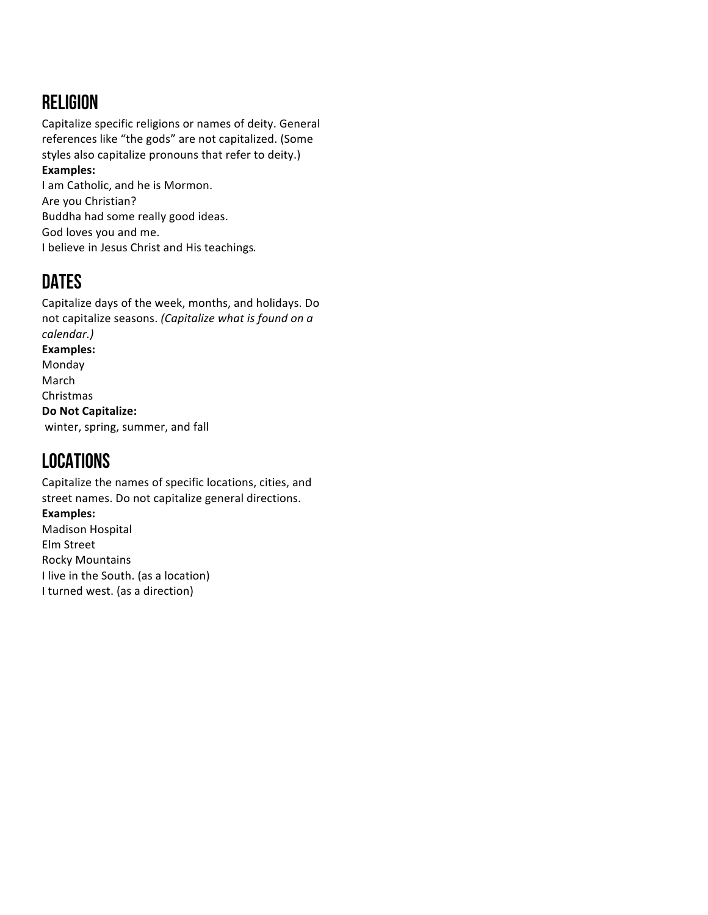## Religion

Capitalize specific religions or names of deity. General references like "the gods" are not capitalized. (Some styles also capitalize pronouns that refer to deity.)

**Examples:**

I am Catholic, and he is Mormon.
Are you Christian?
Buddha had some really good ideas.
God loves you and me.
I believe in Jesus Christ and His teachings.

## Dates

Capitalize days of the week, months, and holidays. Do not capitalize seasons. *(Capitalize what is found on a calendar.)*

**Examples:**

Monday
March
Christmas

**Do Not Capitalize:**

winter, spring, summer, and fall

## Locations

Capitalize the names of specific locations, cities, and street names. Do not capitalize general directions.

**Examples:**

Madison Hospital
Elm Street
Rocky Mountains
I live in the South. (as a location)
I turned west. (as a direction)